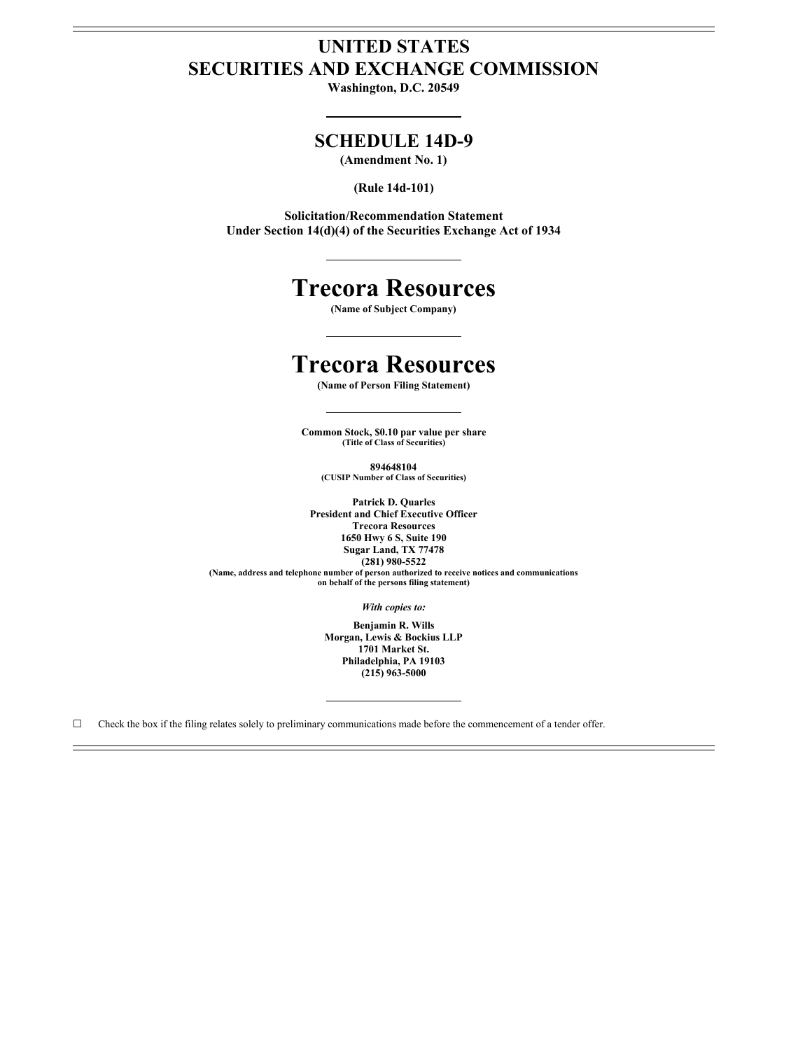# UNITED STATES
# SECURITIES AND EXCHANGE COMMISSION

**Washington, D.C. 20549**

---

## SCHEDULE 14D-9

**(Amendment No. 1)**

**(Rule 14d-101)**

**Solicitation/Recommendation Statement**
**Under Section 14(d)(4) of the Securities Exchange Act of 1934**

---

# Trecora Resources

**(Name of Subject Company)**

---

# Trecora Resources

**(Name of Person Filing Statement)**

---

**Common Stock, $0.10 par value per share**
**(Title of Class of Securities)**

**894648104**
**(CUSIP Number of Class of Securities)**

**Patrick D. Quarles**
**President and Chief Executive Officer**
**Trecora Resources**
**1650 Hwy 6 S, Suite 190**
**Sugar Land, TX 77478**
**(281) 980-5522**
**(Name, address and telephone number of person authorized to receive notices and communications on behalf of the persons filing statement)**

*With copies to:*

**Benjamin R. Wills**
**Morgan, Lewis & Bockius LLP**
**1701 Market St.**
**Philadelphia, PA 19103**
**(215) 963-5000**

---

☐ Check the box if the filing relates solely to preliminary communications made before the commencement of a tender offer.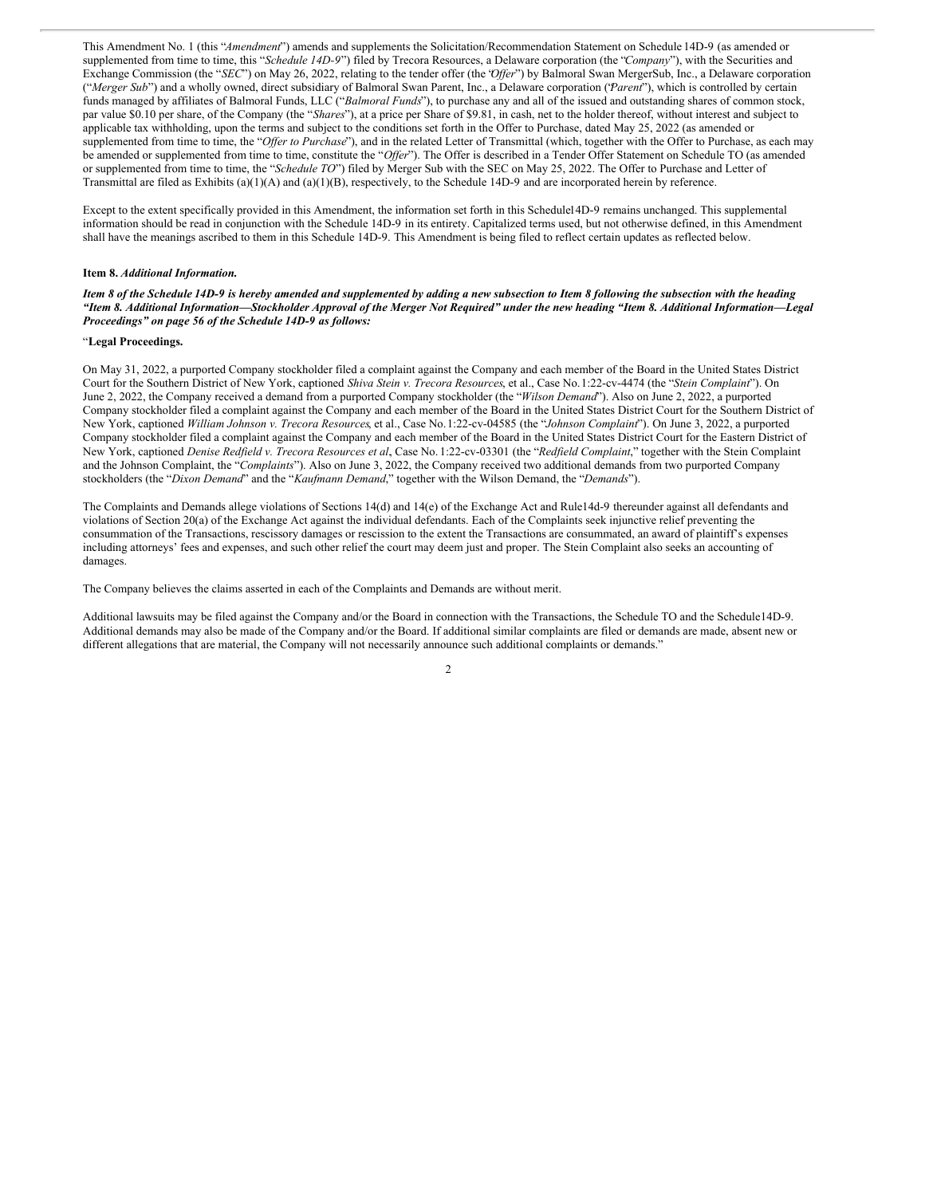This Amendment No. 1 (this "*Amendment*") amends and supplements the Solicitation/Recommendation Statement on Schedule 14D-9 (as amended or supplemented from time to time, this "*Schedule 14D-9*") filed by Trecora Resources, a Delaware corporation (the "*Company*"), with the Securities and Exchange Commission (the "*SEC*") on May 26, 2022, relating to the tender offer (the "*Offer*") by Balmoral Swan MergerSub, Inc., a Delaware corporation ("*Merger Sub*") and a wholly owned, direct subsidiary of Balmoral Swan Parent, Inc., a Delaware corporation ("*Parent*"), which is controlled by certain funds managed by affiliates of Balmoral Funds, LLC ("*Balmoral Funds*"), to purchase any and all of the issued and outstanding shares of common stock, par value $0.10 per share, of the Company (the "*Shares*"), at a price per Share of $9.81, in cash, net to the holder thereof, without interest and subject to applicable tax withholding, upon the terms and subject to the conditions set forth in the Offer to Purchase, dated May 25, 2022 (as amended or supplemented from time to time, the "*Offer to Purchase*"), and in the related Letter of Transmittal (which, together with the Offer to Purchase, as each may be amended or supplemented from time to time, constitute the "*Offer*"). The Offer is described in a Tender Offer Statement on Schedule TO (as amended or supplemented from time to time, the "*Schedule TO*") filed by Merger Sub with the SEC on May 25, 2022. The Offer to Purchase and Letter of Transmittal are filed as Exhibits (a)(1)(A) and (a)(1)(B), respectively, to the Schedule 14D-9 and are incorporated herein by reference.

Except to the extent specifically provided in this Amendment, the information set forth in this Schedule14D-9 remains unchanged. This supplemental information should be read in conjunction with the Schedule 14D-9 in its entirety. Capitalized terms used, but not otherwise defined, in this Amendment shall have the meanings ascribed to them in this Schedule 14D-9. This Amendment is being filed to reflect certain updates as reflected below.

**Item 8.** ***Additional Information.***

***Item 8 of the Schedule 14D-9 is hereby amended and supplemented by adding a new subsection to Item 8 following the subsection with the heading "Item 8. Additional Information—Stockholder Approval of the Merger Not Required" under the new heading "Item 8. Additional Information—Legal Proceedings" on page 56 of the Schedule 14D-9 as follows:***

"**Legal Proceedings.**

On May 31, 2022, a purported Company stockholder filed a complaint against the Company and each member of the Board in the United States District Court for the Southern District of New York, captioned *Shiva Stein v. Trecora Resources*, et al., Case No.1:22-cv-4474 (the "*Stein Complaint*"). On June 2, 2022, the Company received a demand from a purported Company stockholder (the "*Wilson Demand*"). Also on June 2, 2022, a purported Company stockholder filed a complaint against the Company and each member of the Board in the United States District Court for the Southern District of New York, captioned *William Johnson v. Trecora Resources*, et al., Case No.1:22-cv-04585 (the "*Johnson Complaint*"). On June 3, 2022, a purported Company stockholder filed a complaint against the Company and each member of the Board in the United States District Court for the Eastern District of New York, captioned *Denise Redfield v. Trecora Resources et al*, Case No. 1:22-cv-03301 (the "*Redfield Complaint*," together with the Stein Complaint and the Johnson Complaint, the "*Complaints*"). Also on June 3, 2022, the Company received two additional demands from two purported Company stockholders (the "*Dixon Demand*" and the "*Kaufmann Demand*," together with the Wilson Demand, the "*Demands*").

The Complaints and Demands allege violations of Sections 14(d) and 14(e) of the Exchange Act and Rule14d-9 thereunder against all defendants and violations of Section 20(a) of the Exchange Act against the individual defendants. Each of the Complaints seek injunctive relief preventing the consummation of the Transactions, rescissory damages or rescission to the extent the Transactions are consummated, an award of plaintiff's expenses including attorneys' fees and expenses, and such other relief the court may deem just and proper. The Stein Complaint also seeks an accounting of damages.

The Company believes the claims asserted in each of the Complaints and Demands are without merit.

Additional lawsuits may be filed against the Company and/or the Board in connection with the Transactions, the Schedule TO and the Schedule14D-9. Additional demands may also be made of the Company and/or the Board. If additional similar complaints are filed or demands are made, absent new or different allegations that are material, the Company will not necessarily announce such additional complaints or demands."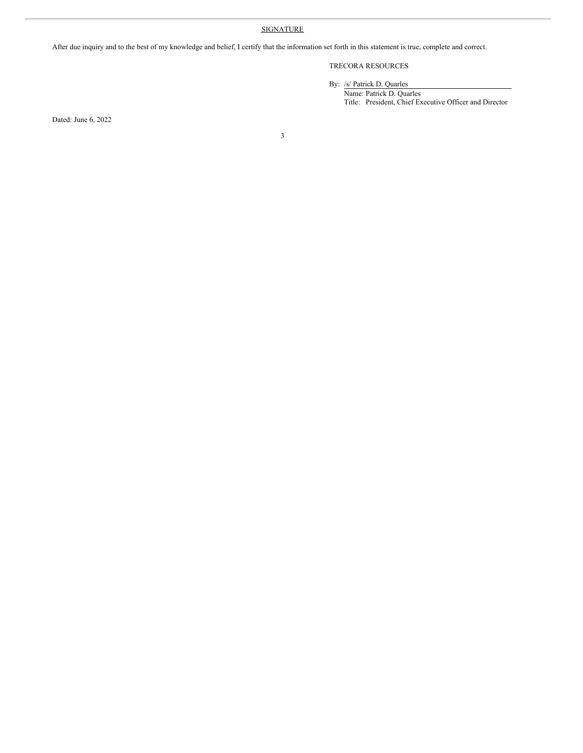SIGNATURE

After due inquiry and to the best of my knowledge and belief, I certify that the information set forth in this statement is true, complete and correct.

TRECORA RESOURCES

By: /s/ Patrick D. Quarles
Name: Patrick D. Quarles
Title: President, Chief Executive Officer and Director

Dated: June 6, 2022